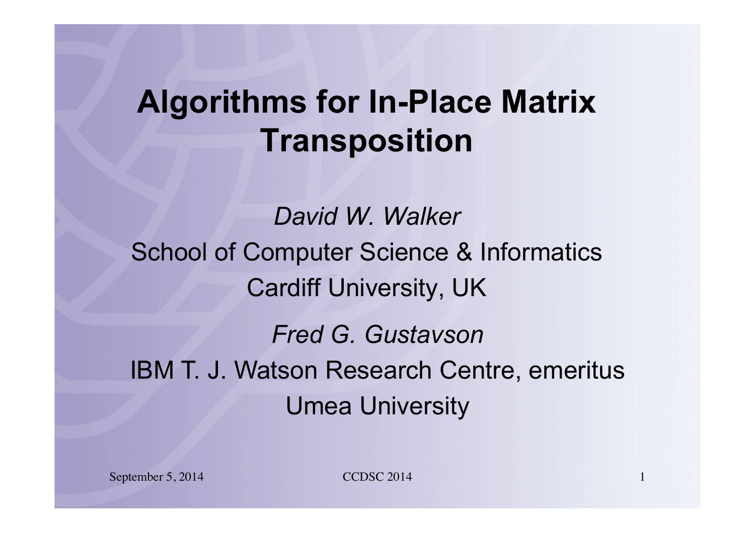# Algorithms for In-Place Matrix Transposition

*David W. Walker*

School of Computer Science & Informatics

Cardiff University, UK

*Fred G. Gustavson*

IBM T. J. Watson Research Centre, emeritus

Umea University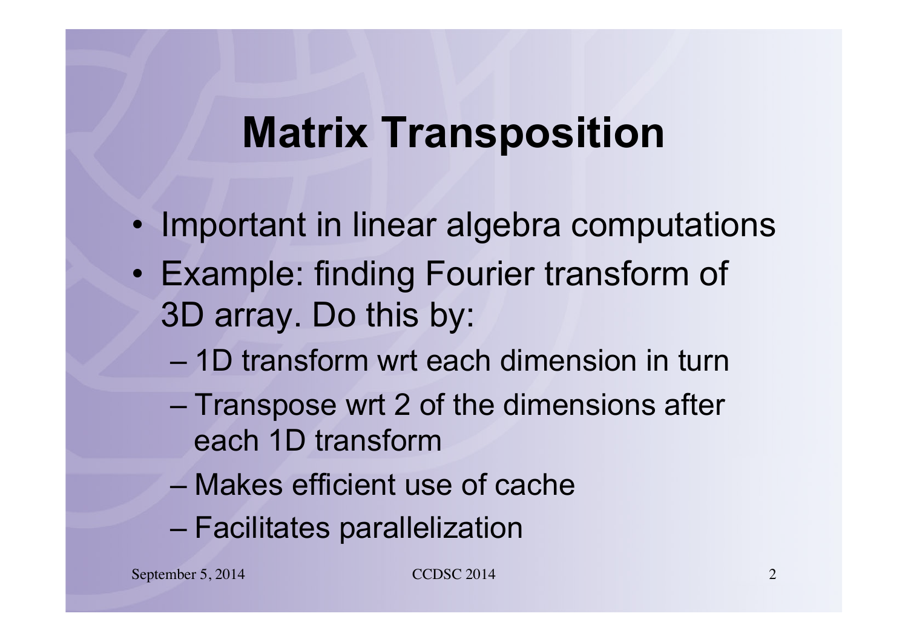# Matrix Transposition

- Important in linear algebra computations
- Example: finding Fourier transform of 3D array. Do this by:
  - 1D transform wrt each dimension in turn
  - Transpose wrt 2 of the dimensions after each 1D transform
  - Makes efficient use of cache
  - Facilitates parallelization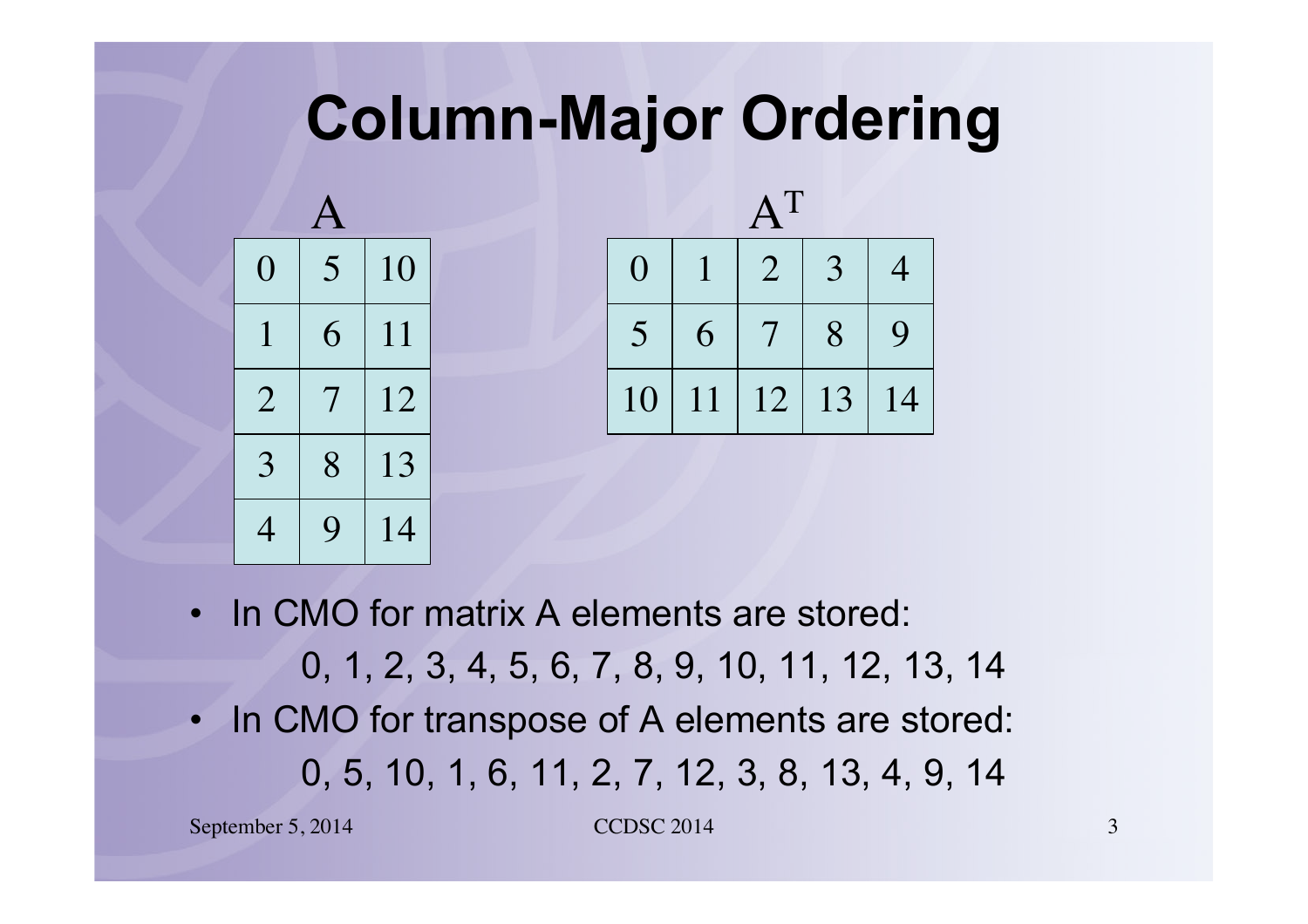# Column-Major Ordering

A

| | | |
|---|---|---|
| 0 | 5 | 10 |
| 1 | 6 | 11 |
| 2 | 7 | 12 |
| 3 | 8 | 13 |
| 4 | 9 | 14 |

$A^T$

| | | | | |
|---|---|---|---|---|
| 0 | 1 | 2 | 3 | 4 |
| 5 | 6 | 7 | 8 | 9 |
| 10 | 11 | 12 | 13 | 14 |

- In CMO for matrix A elements are stored:

  0, 1, 2, 3, 4, 5, 6, 7, 8, 9, 10, 11, 12, 13, 14

- In CMO for transpose of A elements are stored:

  0, 5, 10, 1, 6, 11, 2, 7, 12, 3, 8, 13, 4, 9, 14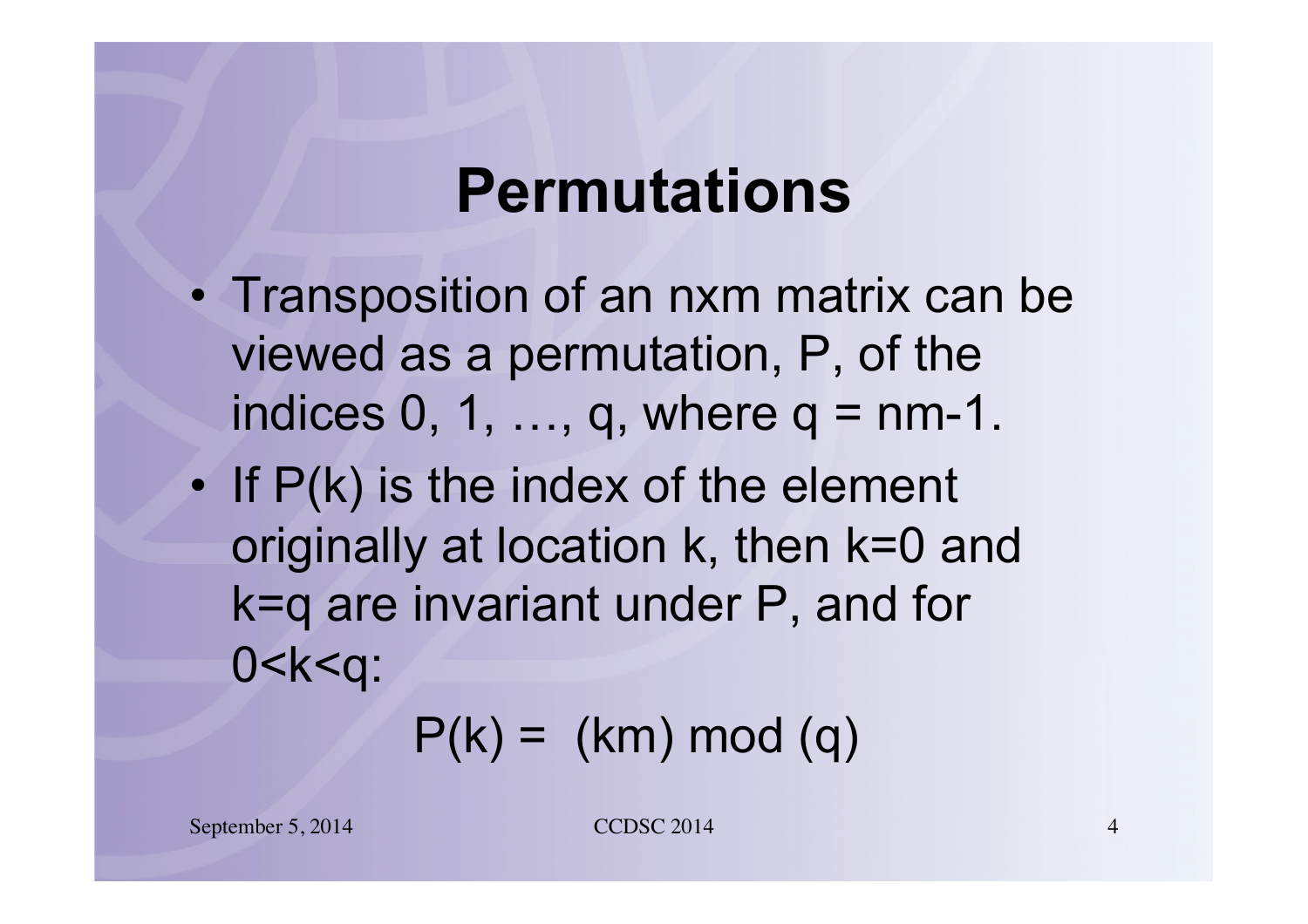# Permutations

- Transposition of an nxm matrix can be viewed as a permutation, P, of the indices 0, 1, …, q, where $q = nm-1$.
- If $P(k)$ is the index of the element originally at location k, then $k=0$ and $k=q$ are invariant under P, and for $0<k<q$:

$$P(k) = (km) \bmod (q)$$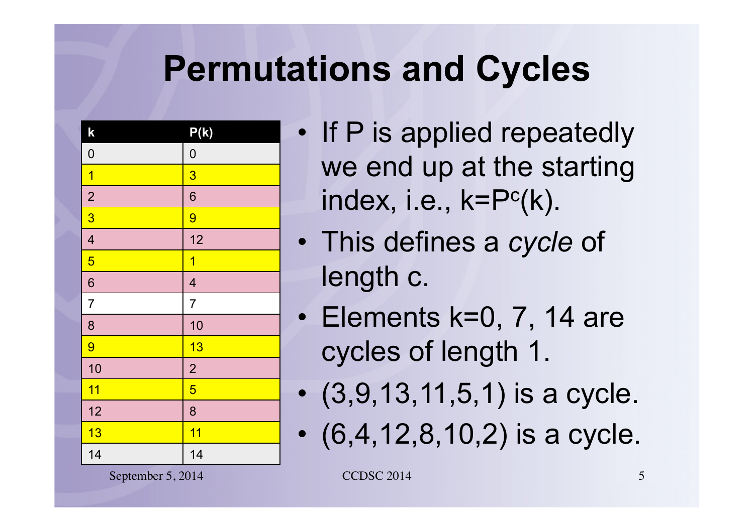# Permutations and Cycles

| k | P(k) |
|---|---|
| 0 | 0 |
| 1 | 3 |
| 2 | 6 |
| 3 | 9 |
| 4 | 12 |
| 5 | 1 |
| 6 | 4 |
| 7 | 7 |
| 8 | 10 |
| 9 | 13 |
| 10 | 2 |
| 11 | 5 |
| 12 | 8 |
| 13 | 11 |
| 14 | 14 |

- If P is applied repeatedly we end up at the starting index, i.e., $k=P^c(k)$.
- This defines a *cycle* of length c.
- Elements k=0, 7, 14 are cycles of length 1.
- (3,9,13,11,5,1) is a cycle.
- (6,4,12,8,10,2) is a cycle.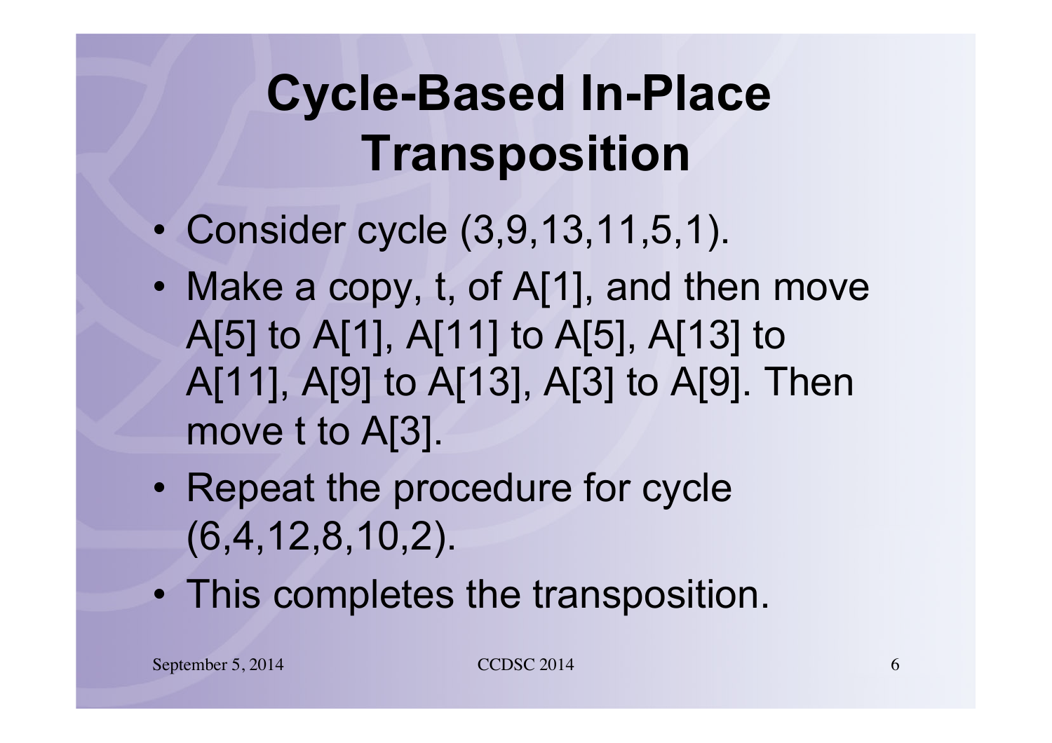# Cycle-Based In-Place Transposition

- Consider cycle (3,9,13,11,5,1).
- Make a copy, t, of A[1], and then move A[5] to A[1], A[11] to A[5], A[13] to A[11], A[9] to A[13], A[3] to A[9]. Then move t to A[3].
- Repeat the procedure for cycle (6,4,12,8,10,2).
- This completes the transposition.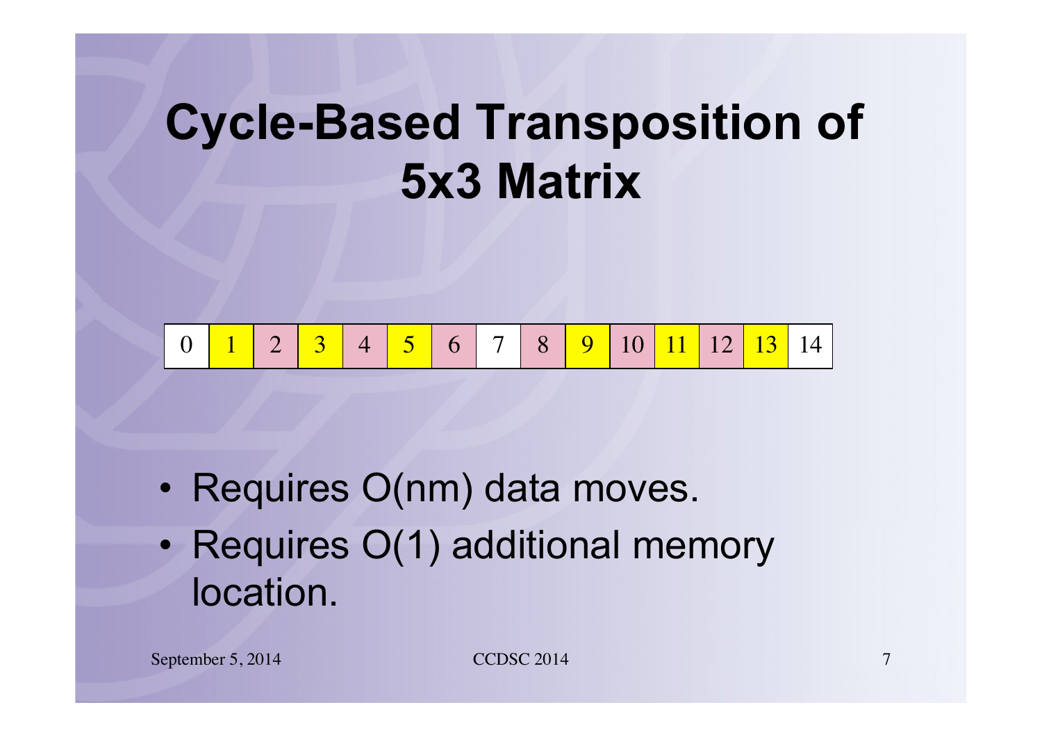# Cycle-Based Transposition of 5x3 Matrix

| 0 | 1 | 2 | 3 | 4 | 5 | 6 | 7 | 8 | 9 | 10 | 11 | 12 | 13 | 14 |
|---|---|---|---|---|---|---|---|---|---|---|---|---|---|---|

- Requires O(nm) data moves.
- Requires O(1) additional memory location.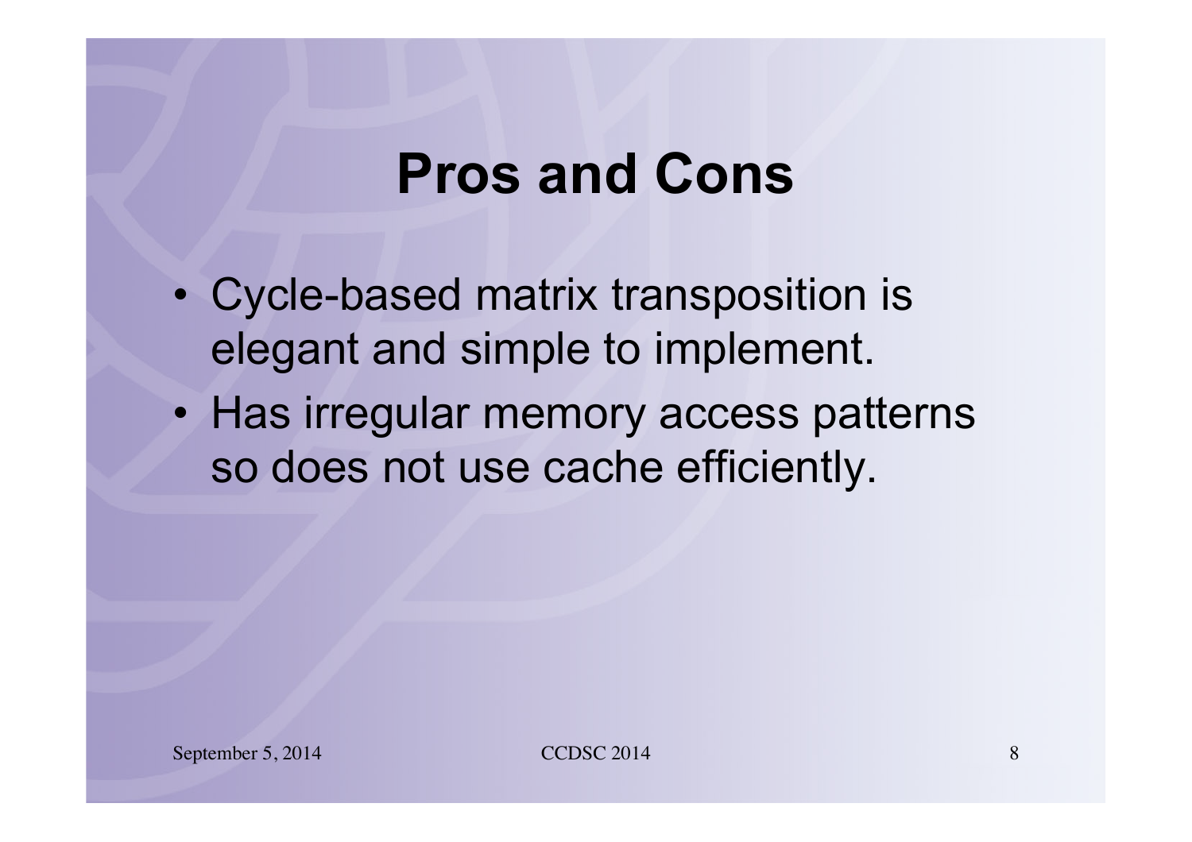# Pros and Cons

- Cycle-based matrix transposition is elegant and simple to implement.
- Has irregular memory access patterns so does not use cache efficiently.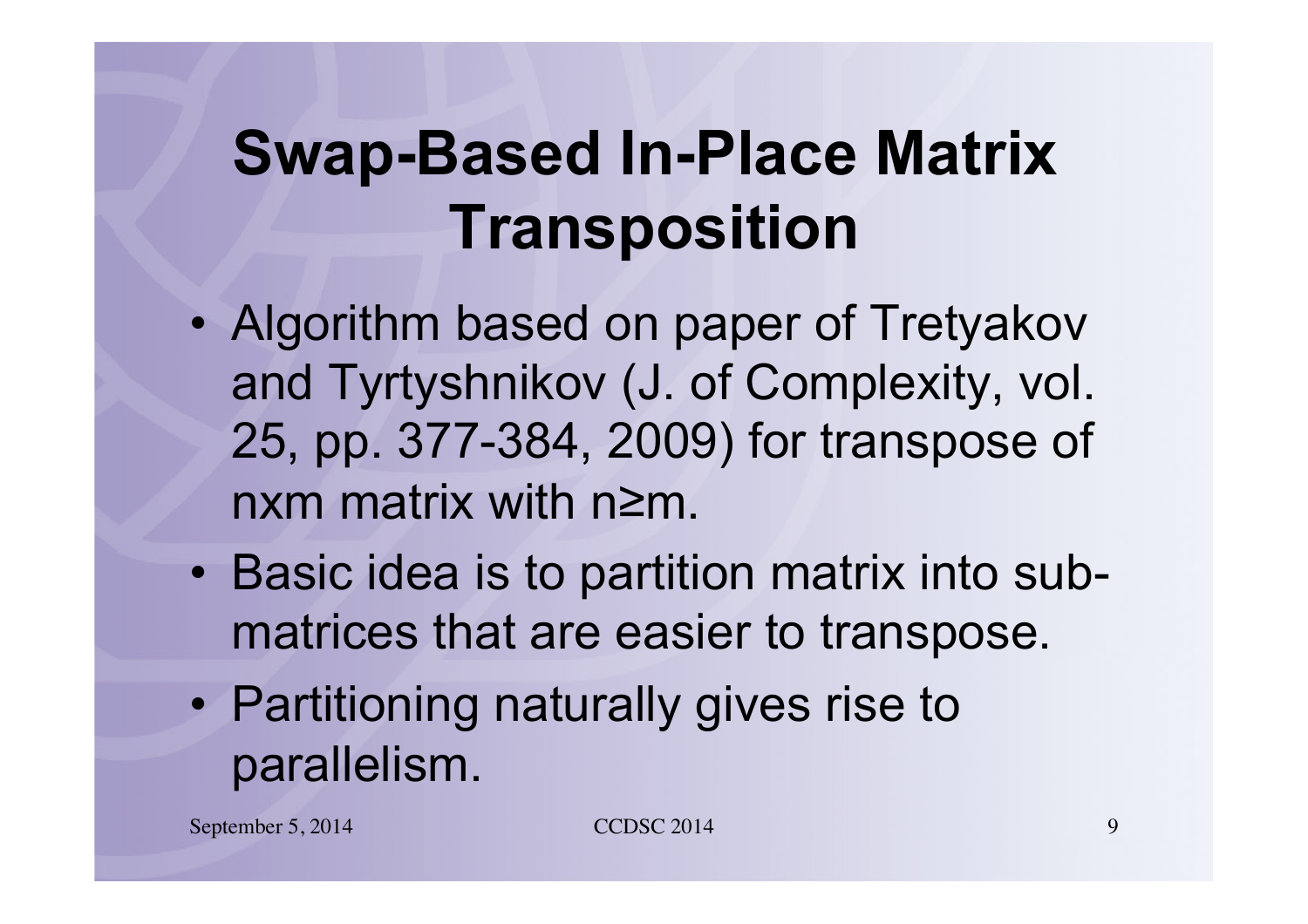# Swap-Based In-Place Matrix Transposition

- Algorithm based on paper of Tretyakov and Tyrtyshnikov (J. of Complexity, vol. 25, pp. 377-384, 2009) for transpose of nxm matrix with $n \geq m$.
- Basic idea is to partition matrix into sub-matrices that are easier to transpose.
- Partitioning naturally gives rise to parallelism.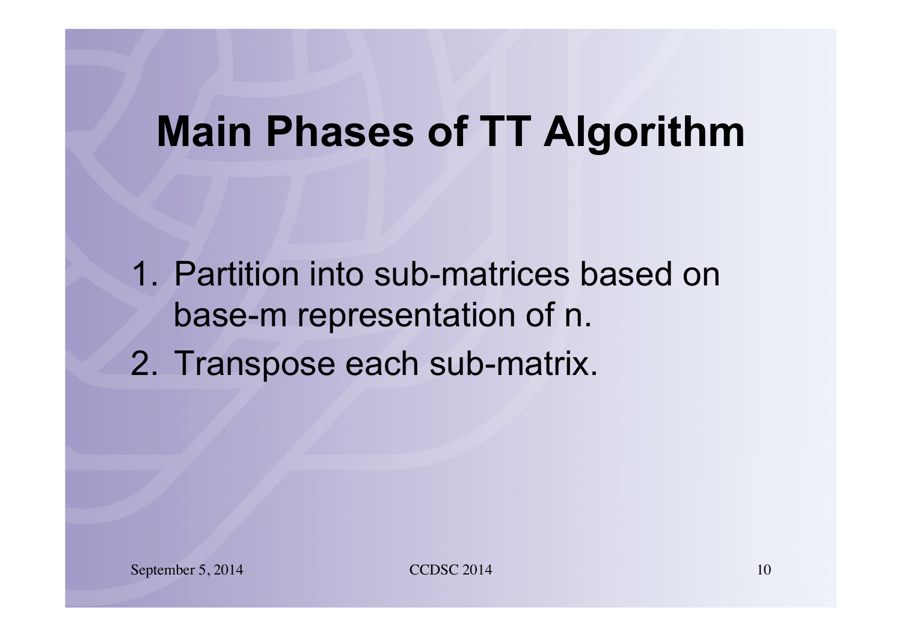# Main Phases of TT Algorithm

1. Partition into sub-matrices based on base-m representation of n.
2. Transpose each sub-matrix.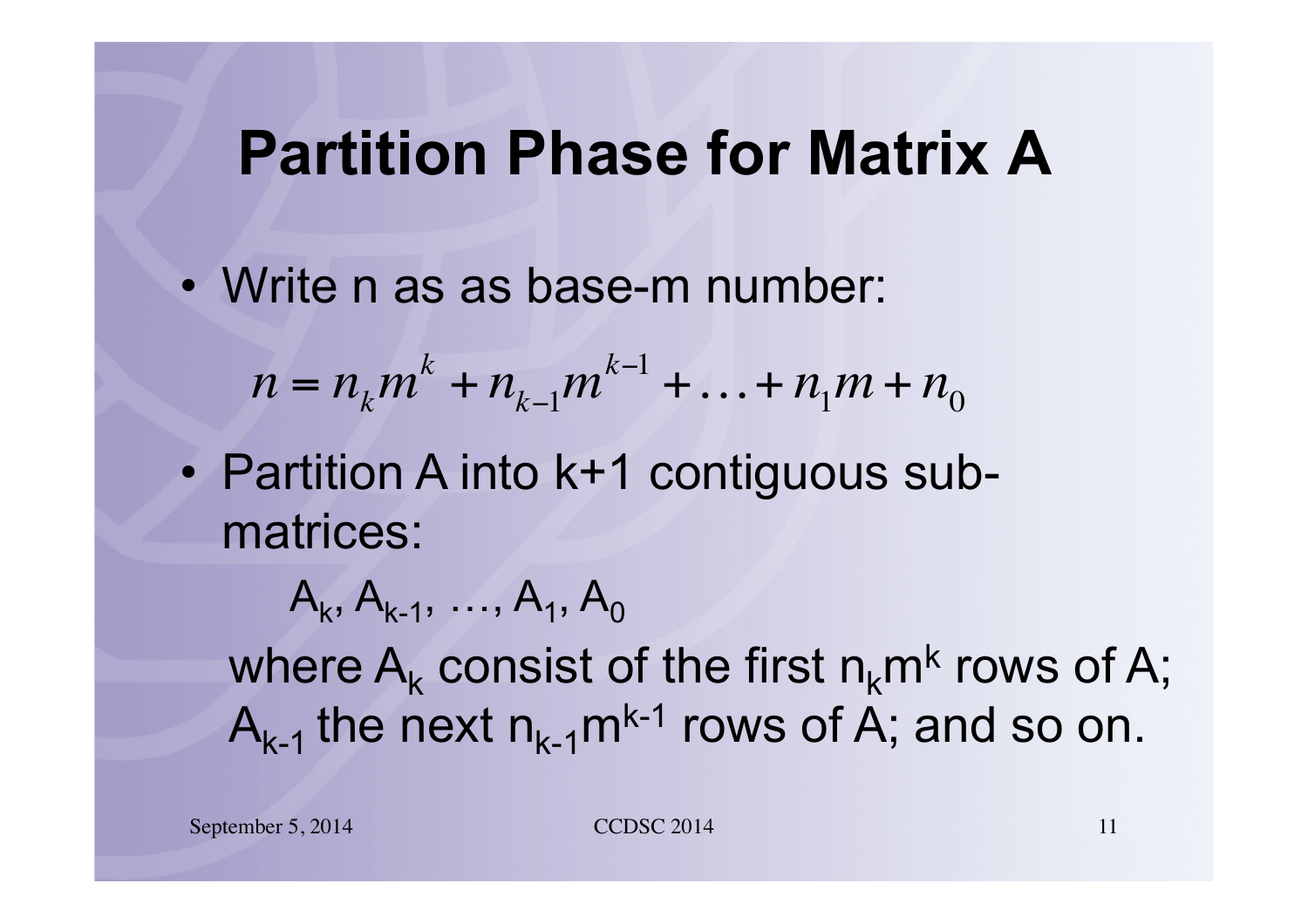# Partition Phase for Matrix A

- Write n as as base-m number:

$$n = n_k m^k + n_{k-1} m^{k-1} + \ldots + n_1 m + n_0$$

- Partition A into k+1 contiguous sub-matrices:

  $A_k, A_{k-1}, \ldots, A_1, A_0$

  where $A_k$ consist of the first $n_k m^k$ rows of A; $A_{k-1}$ the next $n_{k-1} m^{k-1}$ rows of A; and so on.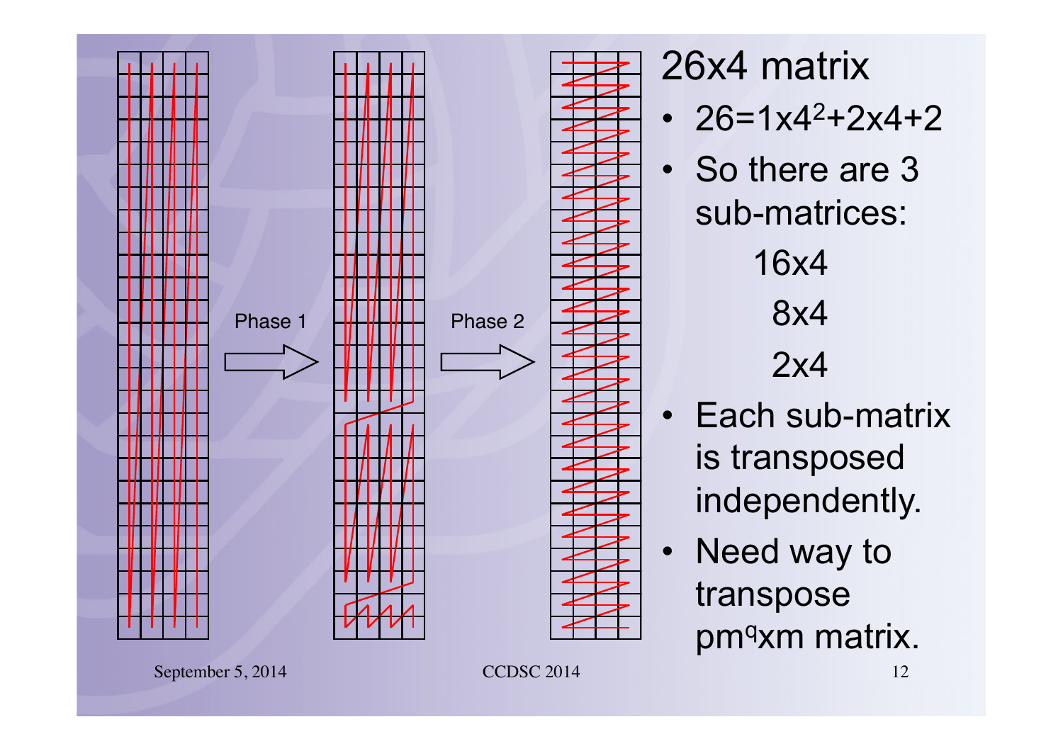# 26x4 matrix

- $26=1\times4^2+2\times4+2$
- So there are 3 sub-matrices:
  - 16x4
  - 8x4
  - 2x4
- Each sub-matrix is transposed independently.
- Need way to transpose $pm^q \times m$ matrix.

Phase 1

Phase 2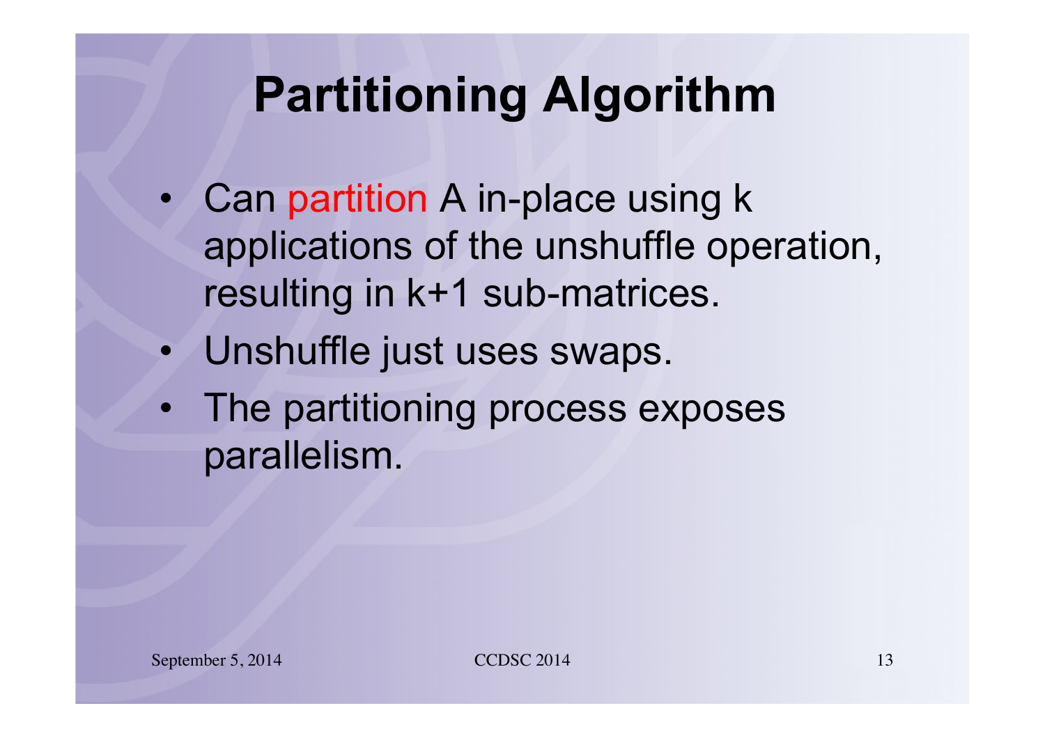# Partitioning Algorithm

- Can partition A in-place using k applications of the unshuffle operation, resulting in k+1 sub-matrices.
- Unshuffle just uses swaps.
- The partitioning process exposes parallelism.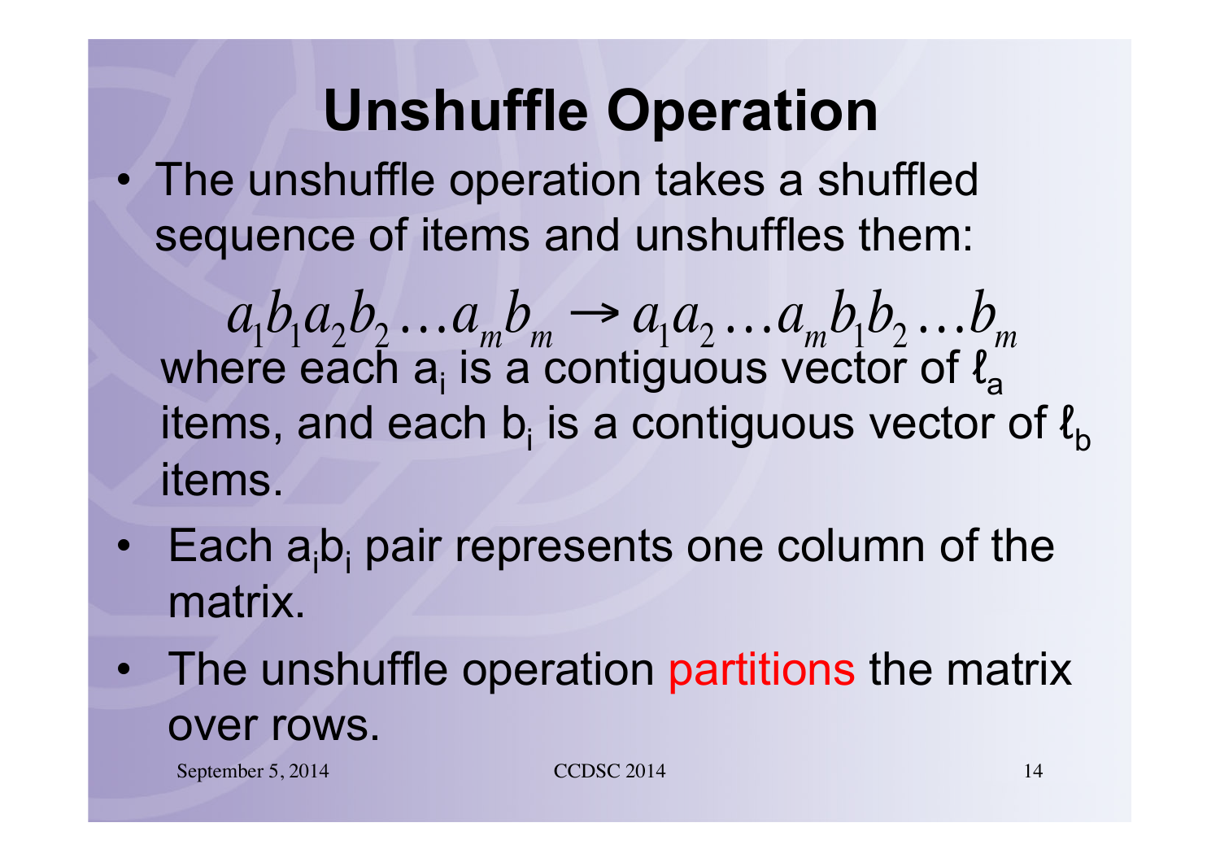# Unshuffle Operation

- The unshuffle operation takes a shuffled sequence of items and unshuffles them:

$$a_1 b_1 a_2 b_2 \ldots a_m b_m \rightarrow a_1 a_2 \ldots a_m b_1 b_2 \ldots b_m$$

  where each $a_i$ is a contiguous vector of $\ell_a$ items, and each $b_i$ is a contiguous vector of $\ell_b$ items.

- Each $a_i b_i$ pair represents one column of the matrix.
- The unshuffle operation partitions the matrix over rows.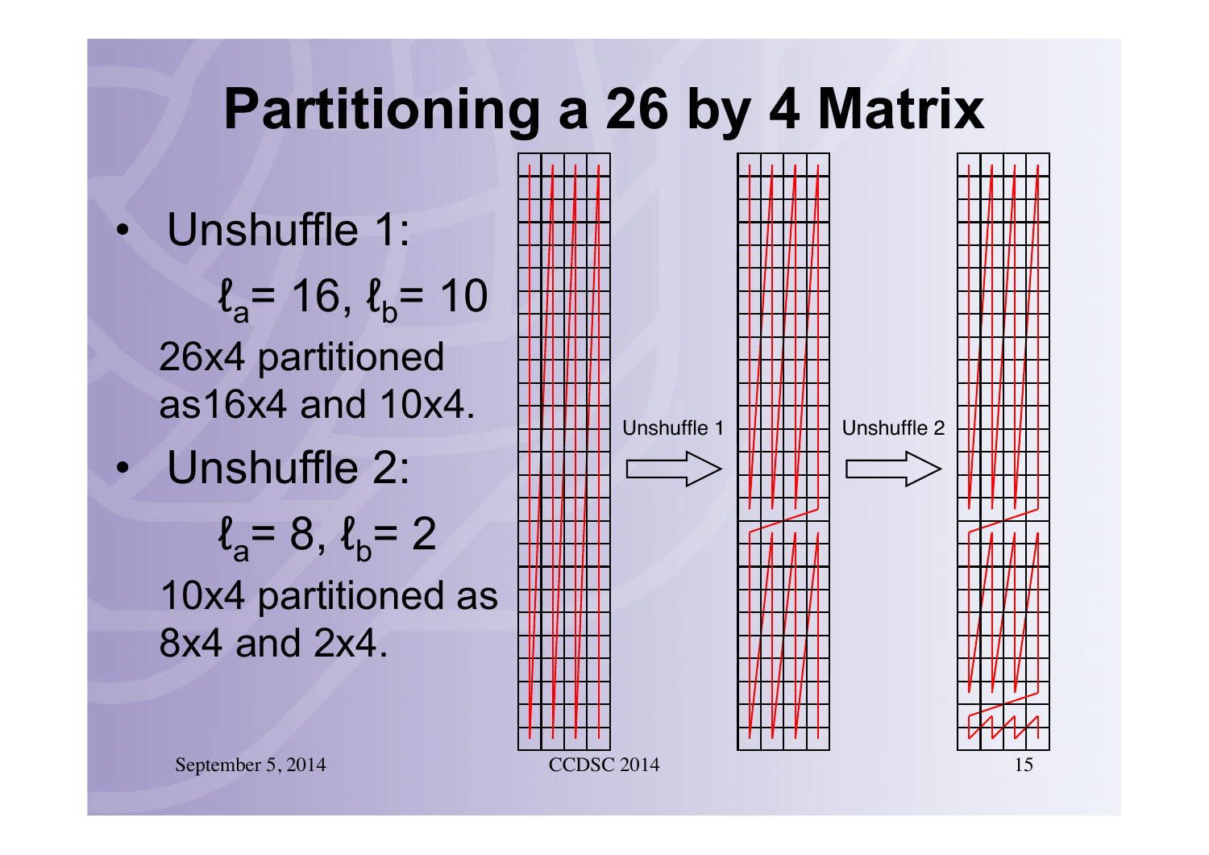# Partitioning a 26 by 4 Matrix

- Unshuffle 1:

  $\ell_a = 16$, $\ell_b = 10$

  26x4 partitioned as16x4 and 10x4.

- Unshuffle 2:

  $\ell_a = 8$, $\ell_b = 2$

  10x4 partitioned as 8x4 and 2x4.

Unshuffle 1

Unshuffle 2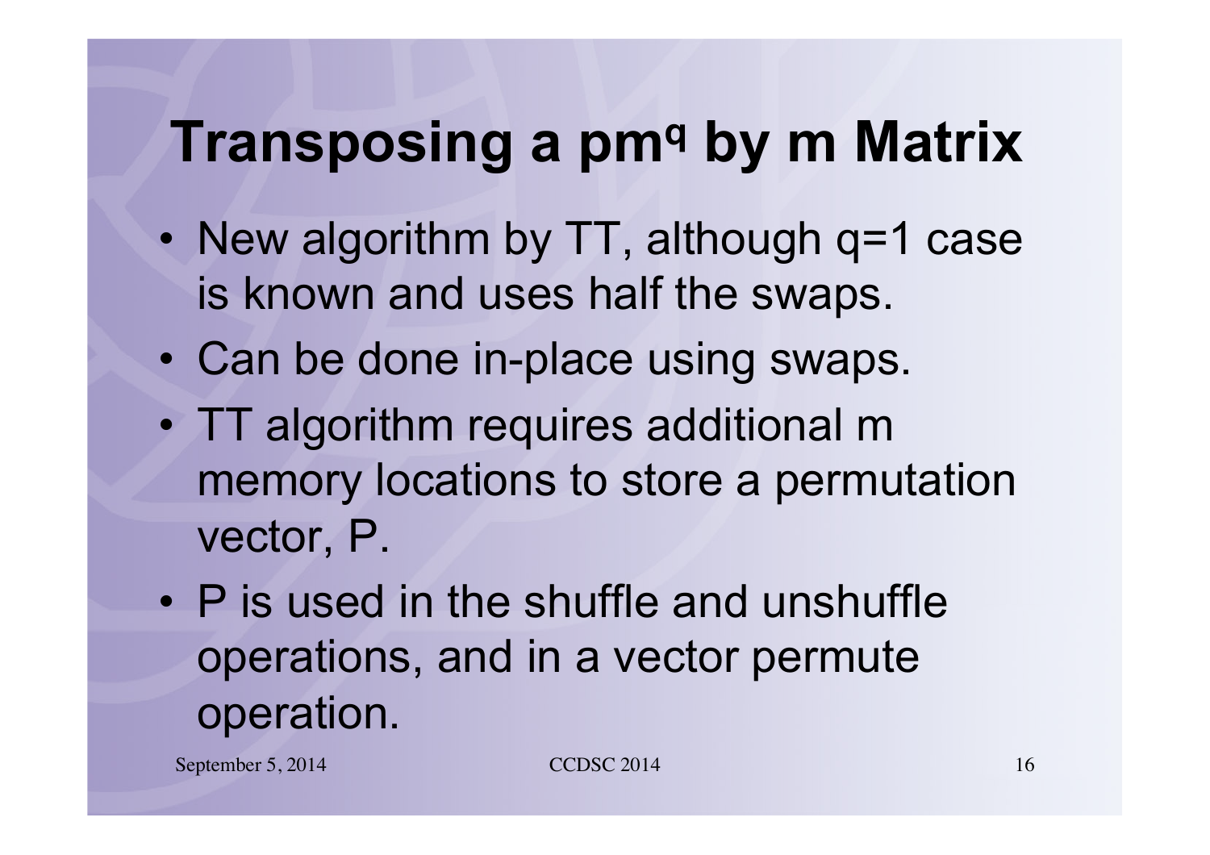# Transposing a $pm^q$ by $m$ Matrix

- New algorithm by TT, although $q=1$ case is known and uses half the swaps.
- Can be done in-place using swaps.
- TT algorithm requires additional $m$ memory locations to store a permutation vector, $P$.
- $P$ is used in the shuffle and unshuffle operations, and in a vector permute operation.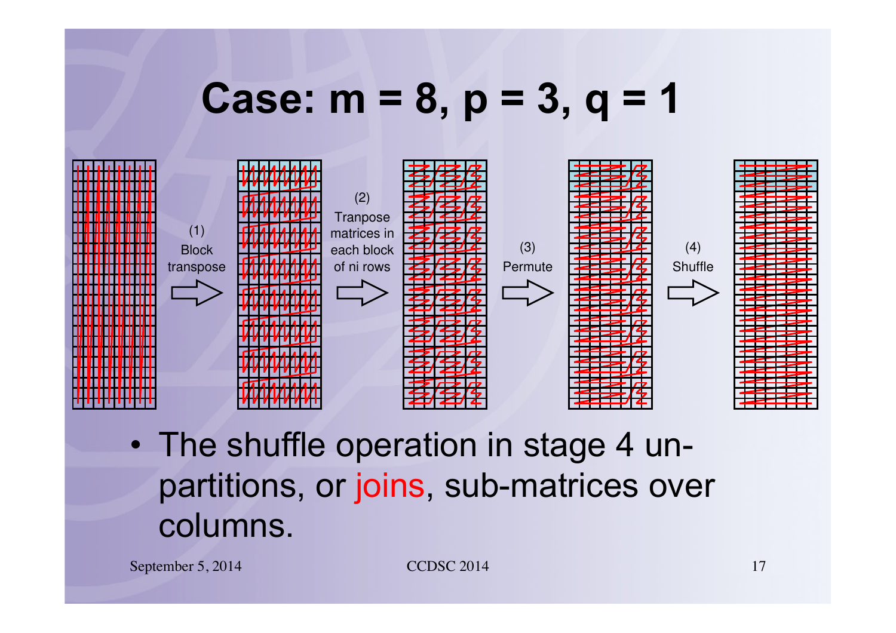# Case: m = 8, p = 3, q = 1

(1) Block transpose

(2) Tranpose matrices in each block of ni rows

(3) Permute

(4) Shuffle

- The shuffle operation in stage 4 un-partitions, or joins, sub-matrices over columns.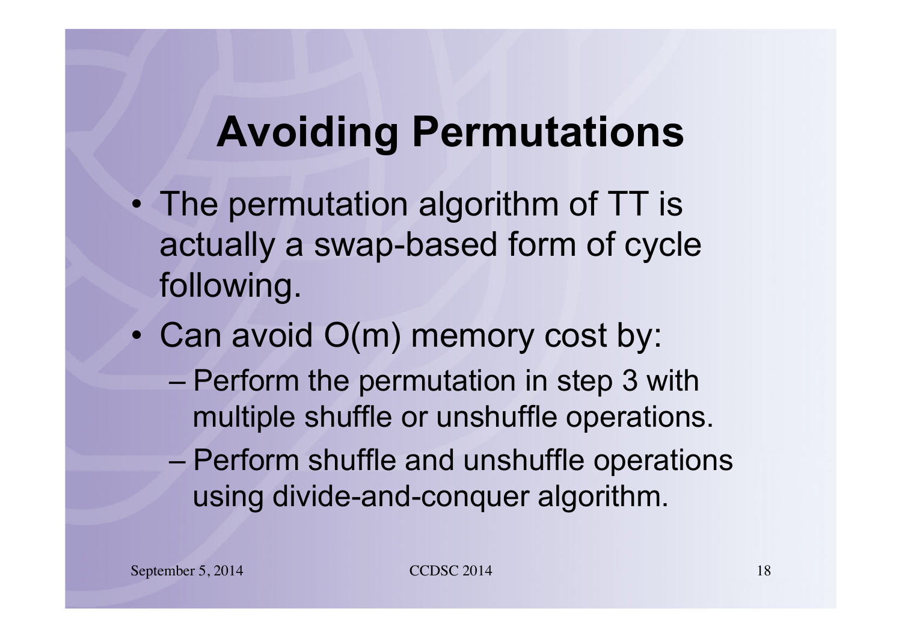# Avoiding Permutations

- The permutation algorithm of TT is actually a swap-based form of cycle following.
- Can avoid O(m) memory cost by:
  - Perform the permutation in step 3 with multiple shuffle or unshuffle operations.
  - Perform shuffle and unshuffle operations using divide-and-conquer algorithm.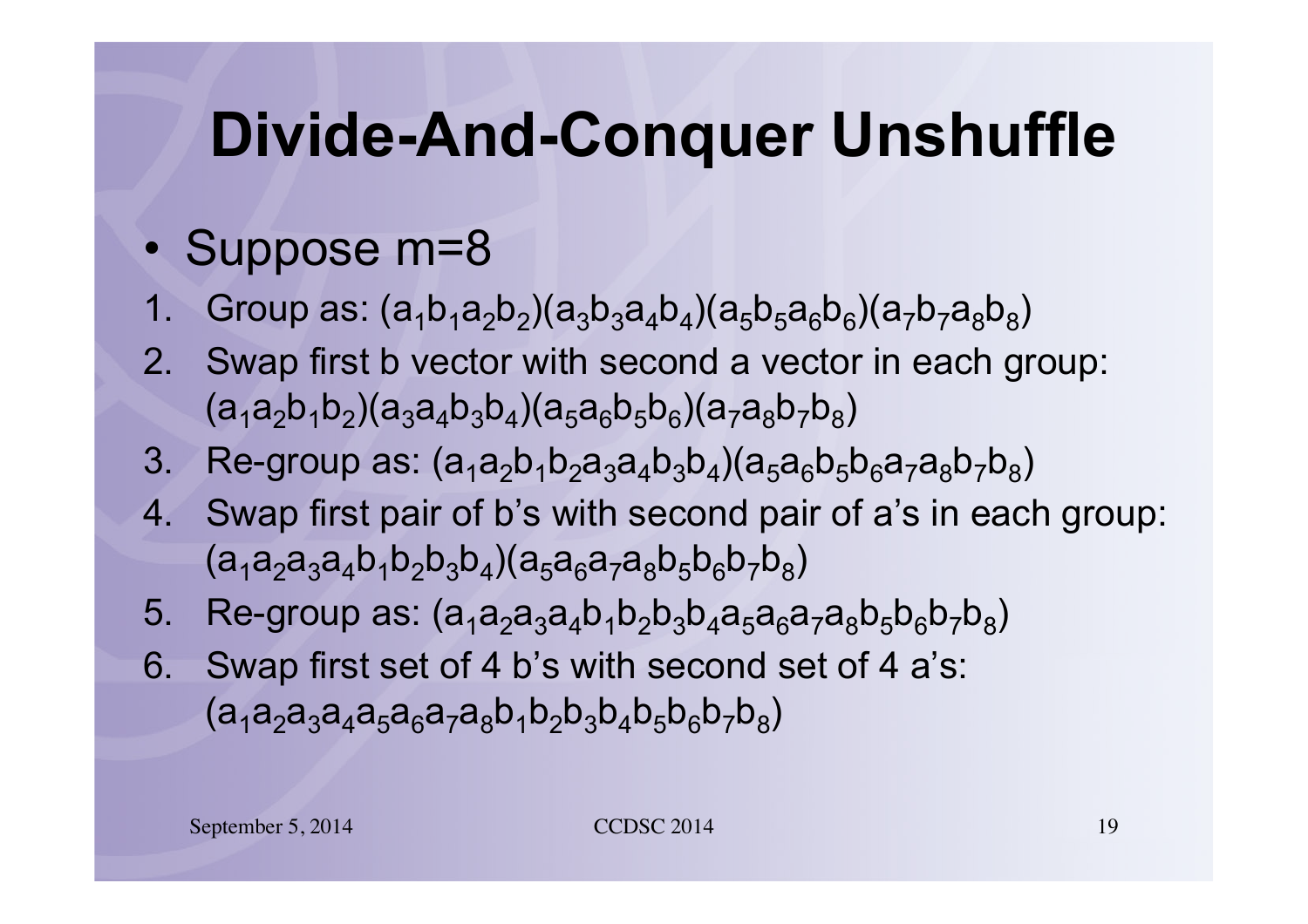# Divide-And-Conquer Unshuffle

- Suppose m=8

1. Group as: $(a_1b_1a_2b_2)(a_3b_3a_4b_4)(a_5b_5a_6b_6)(a_7b_7a_8b_8)$
2. Swap first b vector with second a vector in each group: $(a_1a_2b_1b_2)(a_3a_4b_3b_4)(a_5a_6b_5b_6)(a_7a_8b_7b_8)$
3. Re-group as: $(a_1a_2b_1b_2a_3a_4b_3b_4)(a_5a_6b_5b_6a_7a_8b_7b_8)$
4. Swap first pair of b's with second pair of a's in each group: $(a_1a_2a_3a_4b_1b_2b_3b_4)(a_5a_6a_7a_8b_5b_6b_7b_8)$
5. Re-group as: $(a_1a_2a_3a_4b_1b_2b_3b_4a_5a_6a_7a_8b_5b_6b_7b_8)$
6. Swap first set of 4 b's with second set of 4 a's: $(a_1a_2a_3a_4a_5a_6a_7a_8b_1b_2b_3b_4b_5b_6b_7b_8)$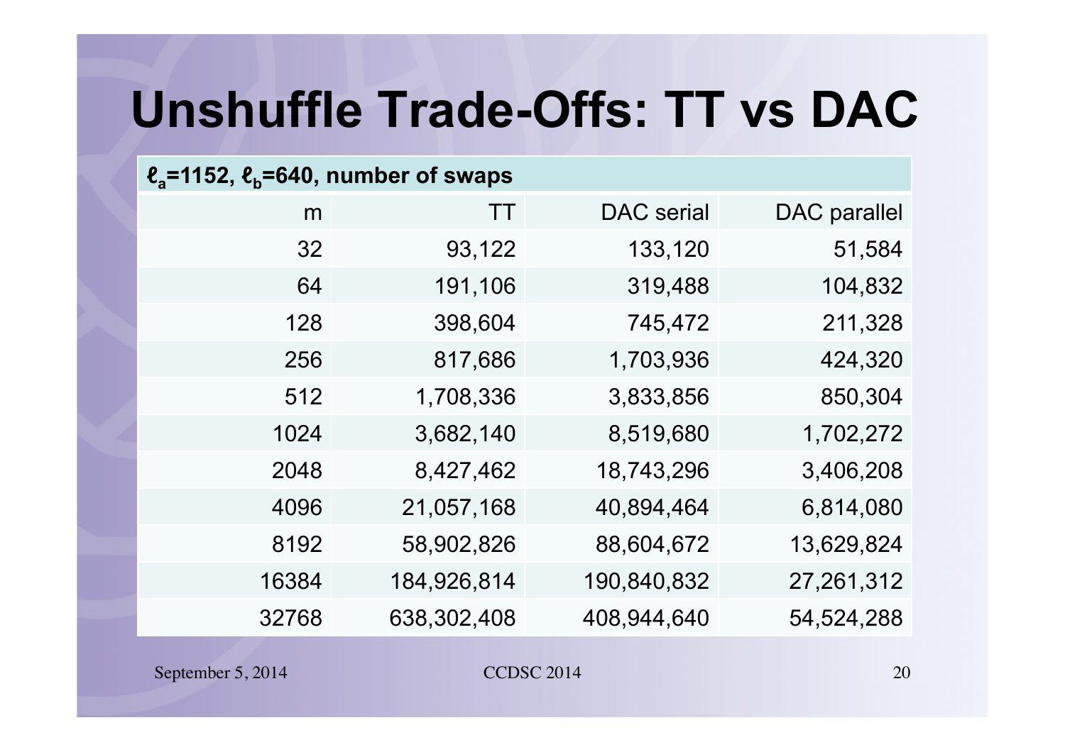# Unshuffle Trade-Offs: TT vs DAC

| $\ell_a$=1152, $\ell_b$=640, number of swaps | | | |
|---|---|---|---|
| m | TT | DAC serial | DAC parallel |
| 32 | 93,122 | 133,120 | 51,584 |
| 64 | 191,106 | 319,488 | 104,832 |
| 128 | 398,604 | 745,472 | 211,328 |
| 256 | 817,686 | 1,703,936 | 424,320 |
| 512 | 1,708,336 | 3,833,856 | 850,304 |
| 1024 | 3,682,140 | 8,519,680 | 1,702,272 |
| 2048 | 8,427,462 | 18,743,296 | 3,406,208 |
| 4096 | 21,057,168 | 40,894,464 | 6,814,080 |
| 8192 | 58,902,826 | 88,604,672 | 13,629,824 |
| 16384 | 184,926,814 | 190,840,832 | 27,261,312 |
| 32768 | 638,302,408 | 408,944,640 | 54,524,288 |

September 5, 2014 CCDSC 2014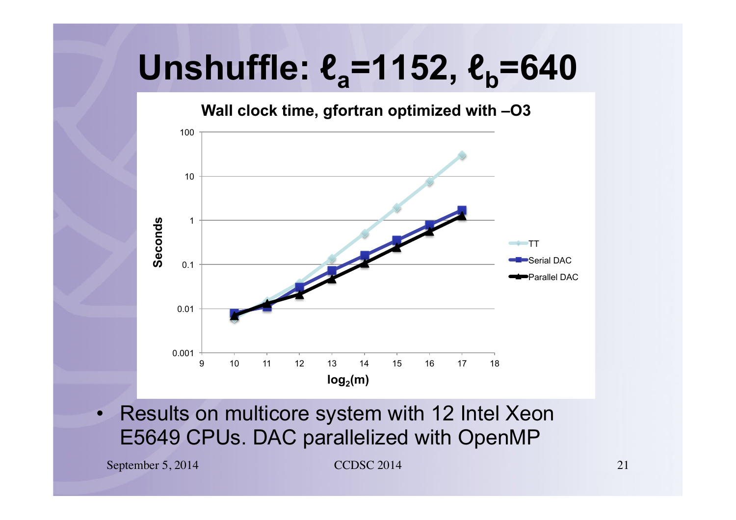# Unshuffle: $\ell_a$=1152, $\ell_b$=640

**Wall clock time, gfortran optimized with –O3**

- Results on multicore system with 12 Intel Xeon E5649 CPUs. DAC parallelized with OpenMP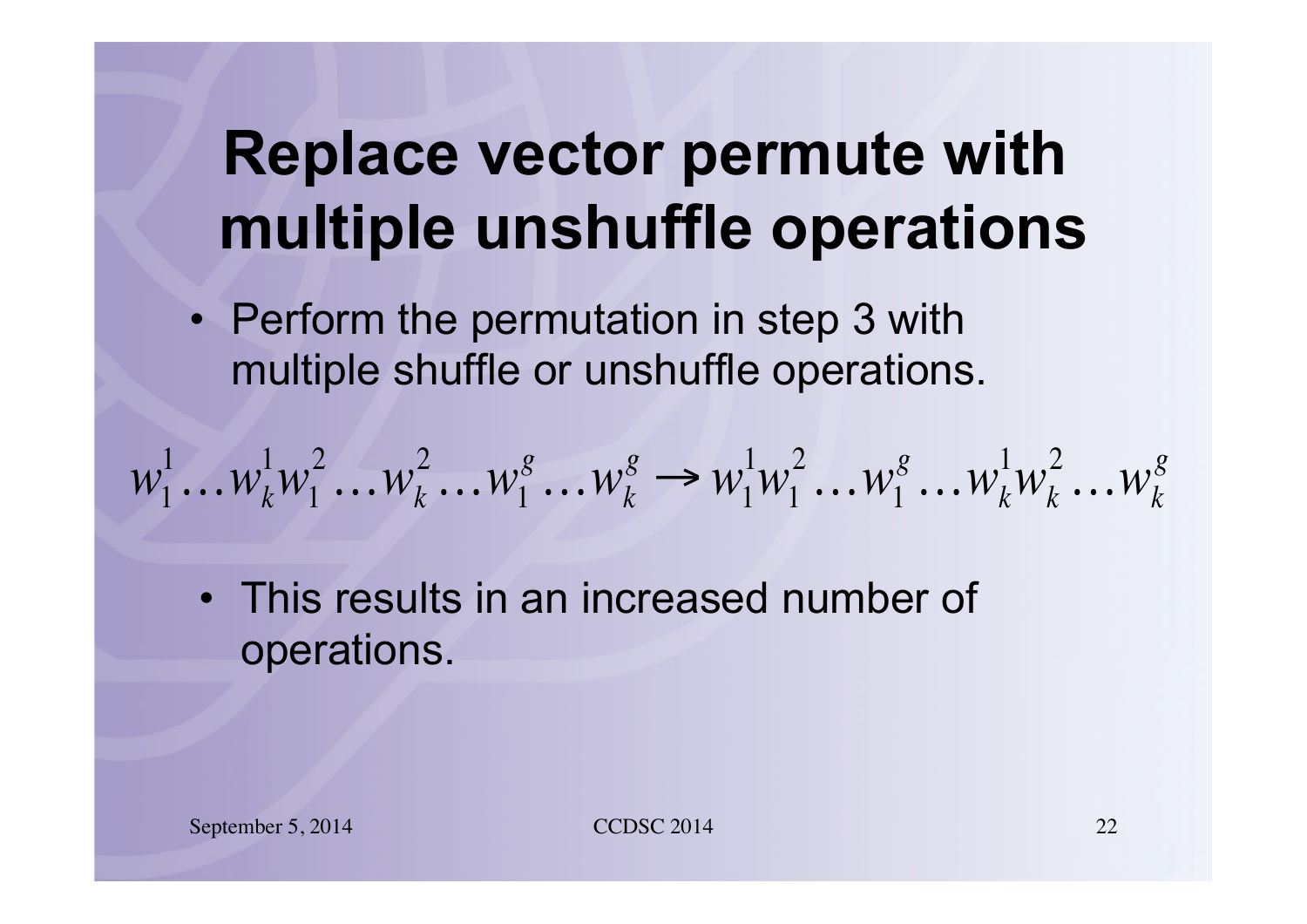# Replace vector permute with multiple unshuffle operations

- Perform the permutation in step 3 with multiple shuffle or unshuffle operations.

$$w_1^1 \ldots w_k^1 w_1^2 \ldots w_k^2 \ldots w_1^g \ldots w_k^g \rightarrow w_1^1 w_1^2 \ldots w_1^g \ldots w_k^1 w_k^2 \ldots w_k^g$$

- This results in an increased number of operations.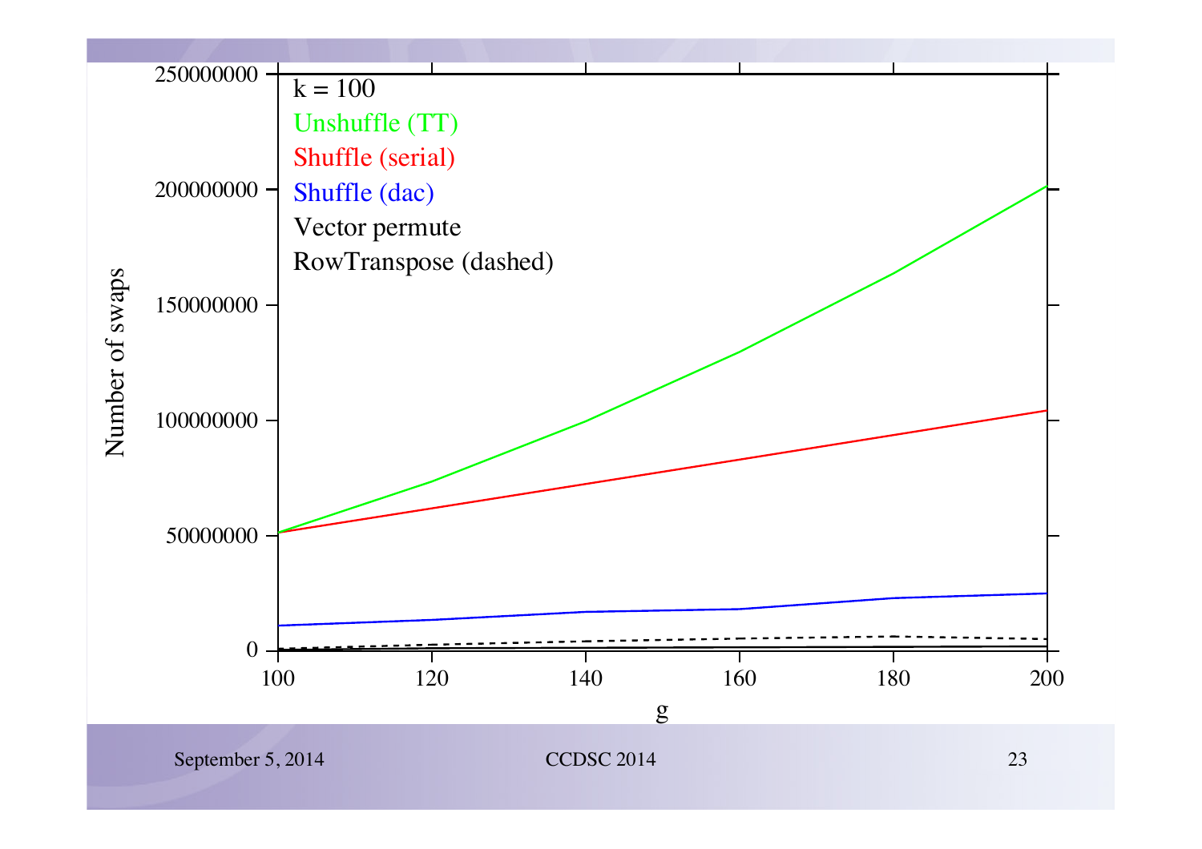k = 100

Unshuffle (TT)

Shuffle (serial)

Shuffle (dac)

Vector permute

RowTranspose (dashed)

Number of swaps

g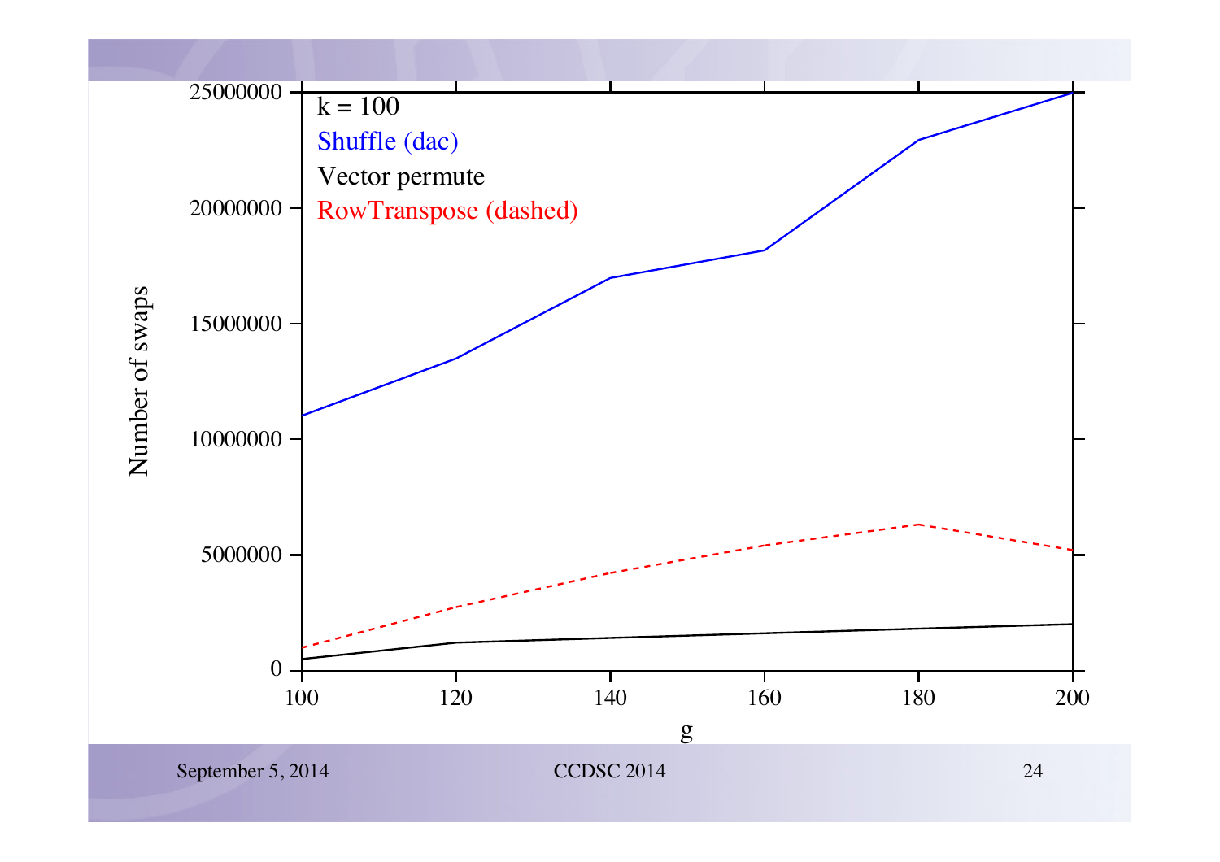k = 100

Shuffle (dac)

Vector permute

RowTranspose (dashed)

Number of swaps

g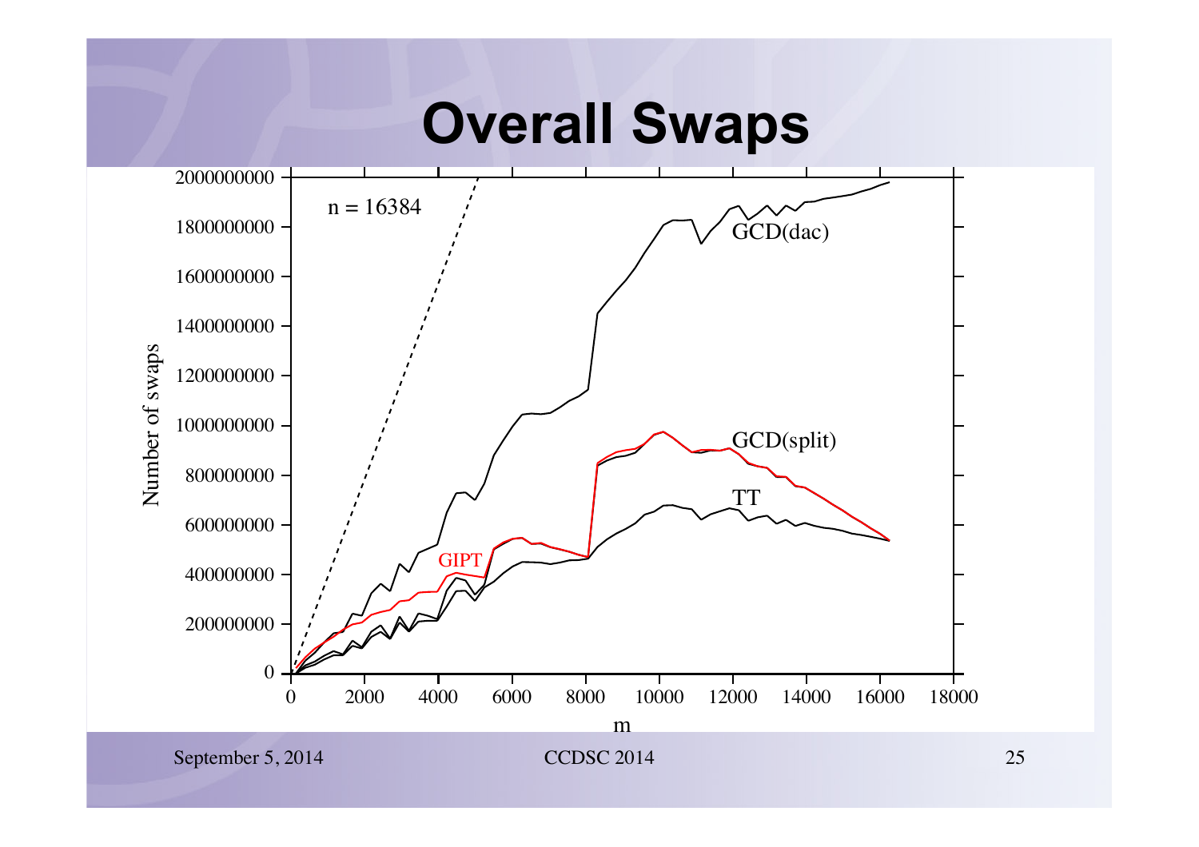# Overall Swaps

n = 16384

Number of swaps

m

GCD(dac)

GCD(split)

TT

GIPT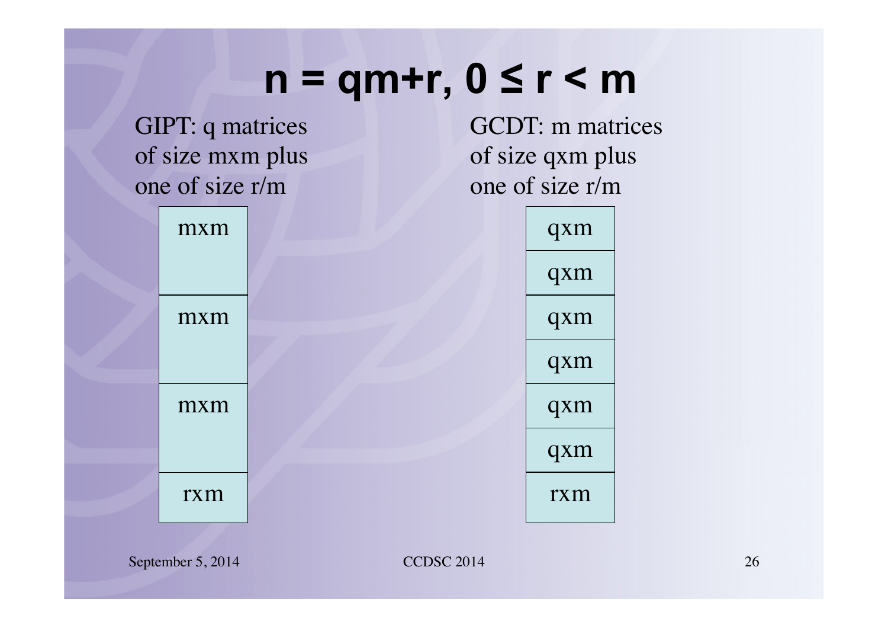# $n = qm+r, 0 \le r < m$

GIPT: q matrices of size mxm plus one of size r/m

| mxm |
| --- |
| mxm |
| mxm |
| rxm |

GCDT: m matrices of size qxm plus one of size r/m

| qxm |
| --- |
| qxm |
| qxm |
| qxm |
| qxm |
| qxm |
| rxm |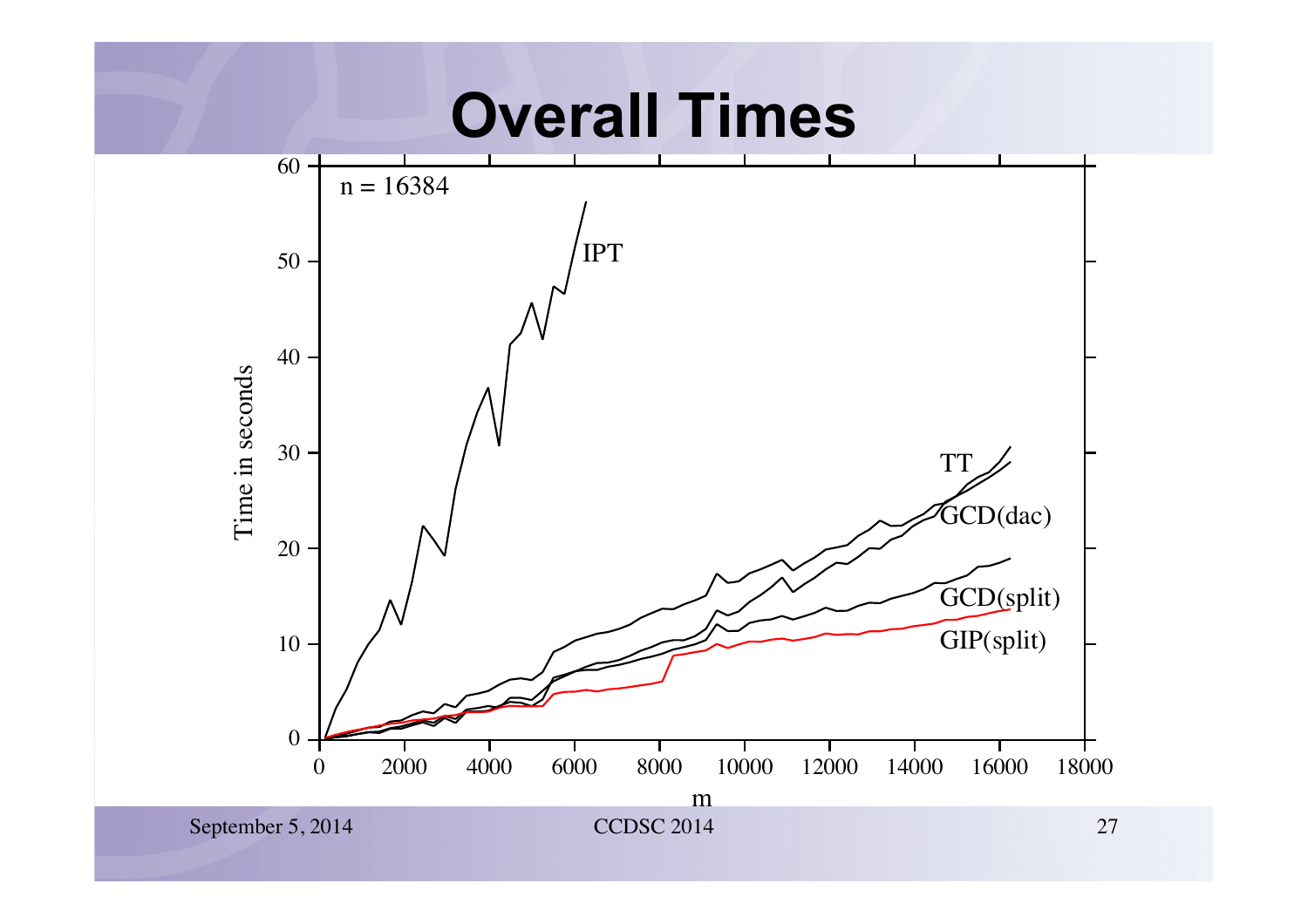# Overall Times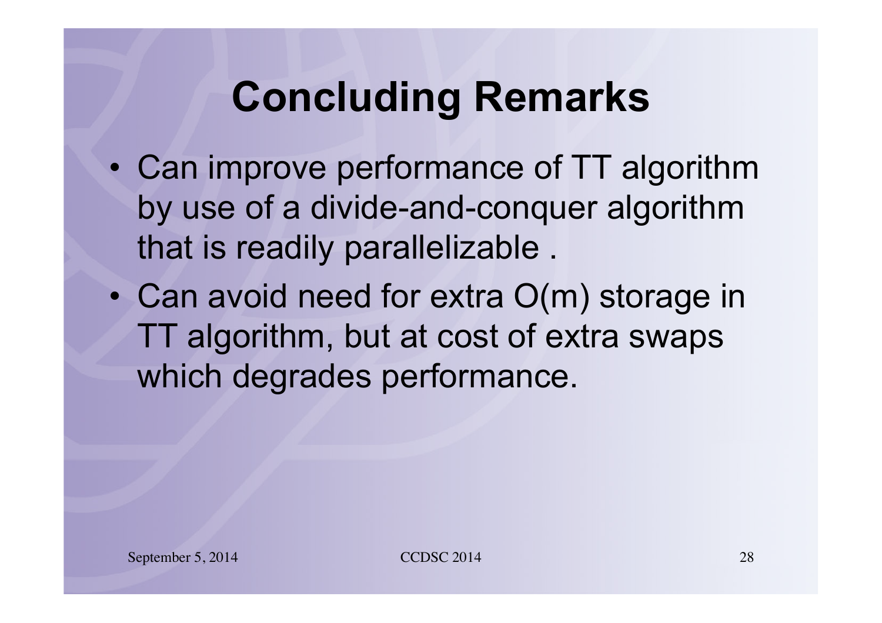# Concluding Remarks

- Can improve performance of TT algorithm by use of a divide-and-conquer algorithm that is readily parallelizable .
- Can avoid need for extra O(m) storage in TT algorithm, but at cost of extra swaps which degrades performance.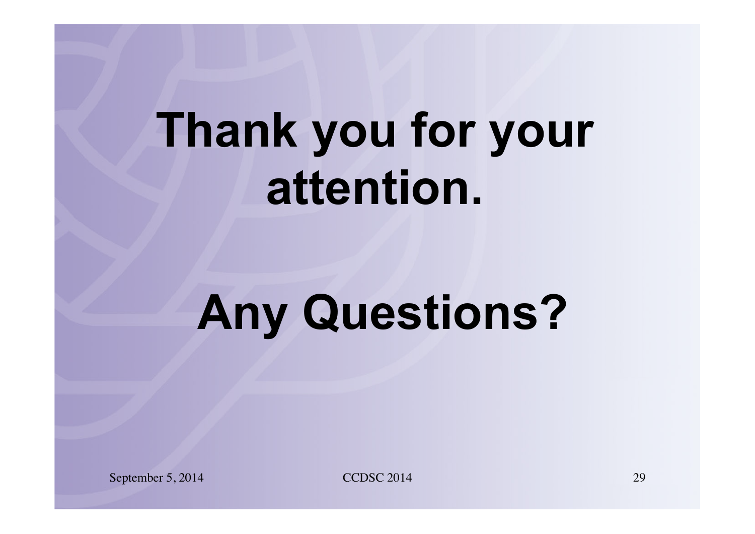# Thank you for your attention.

# Any Questions?